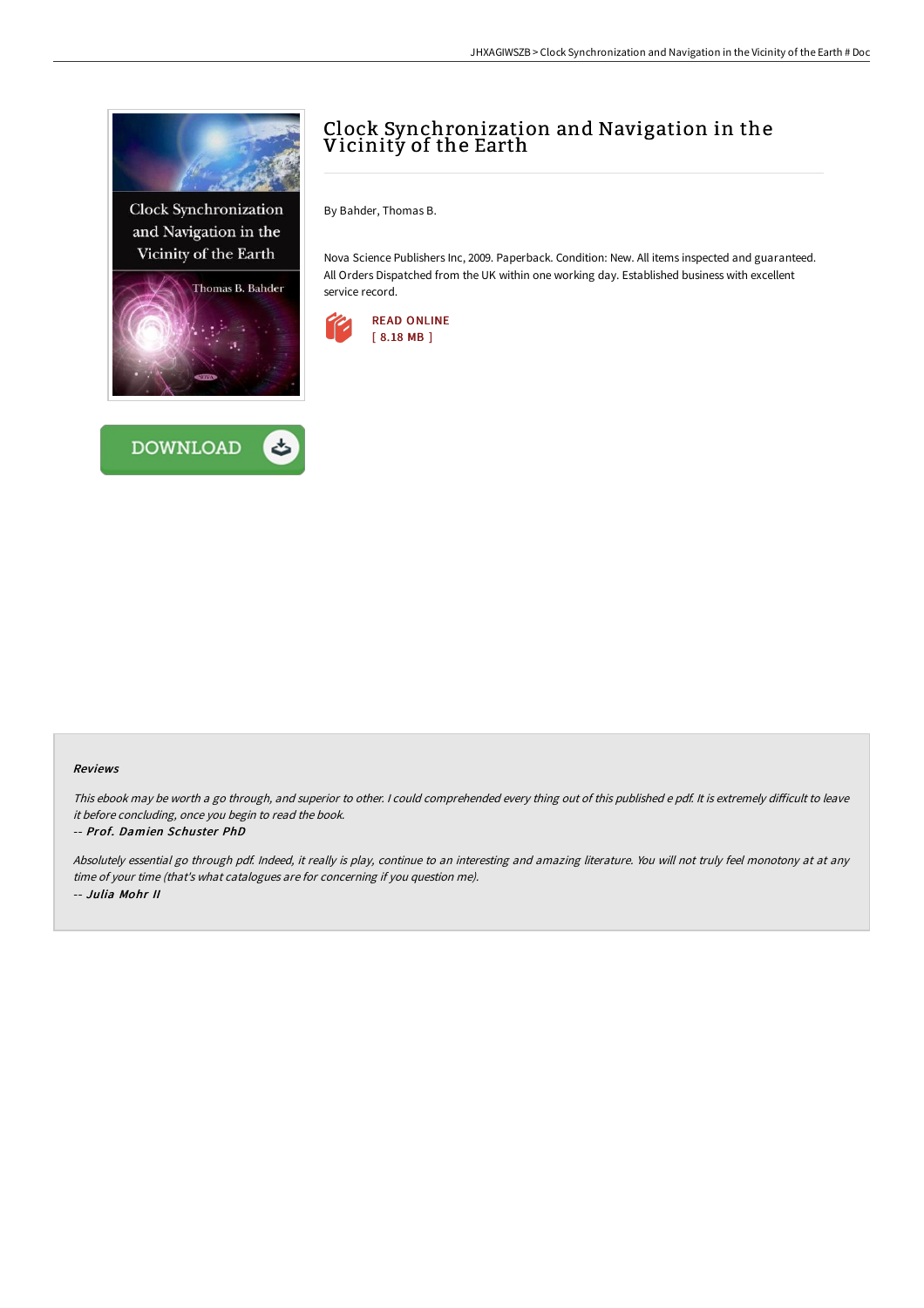# Clock Synchronization and Navigation in the Vicinity of the Earth

By Bahder, Thomas B.

Nova Science Publishers Inc, 2009. Paperback. Condition: New. All items inspected and guaranteed. All Orders Dispatched from the UK within one working day. Established business with excellent service record.

READ ONLINE
[ 8.18 MB ]

DOWNLOAD

#### Reviews

*This ebook may be worth a go through, and superior to other. I could comprehended every thing out of this published e pdf. It is extremely difficult to leave it before concluding, once you begin to read the book.*

*-- Prof. Damien Schuster PhD*

*Absolutely essential go through pdf. Indeed, it really is play, continue to an interesting and amazing literature. You will not truly feel monotony at at any time of your time (that's what catalogues are for concerning if you question me).*

*-- Julia Mohr II*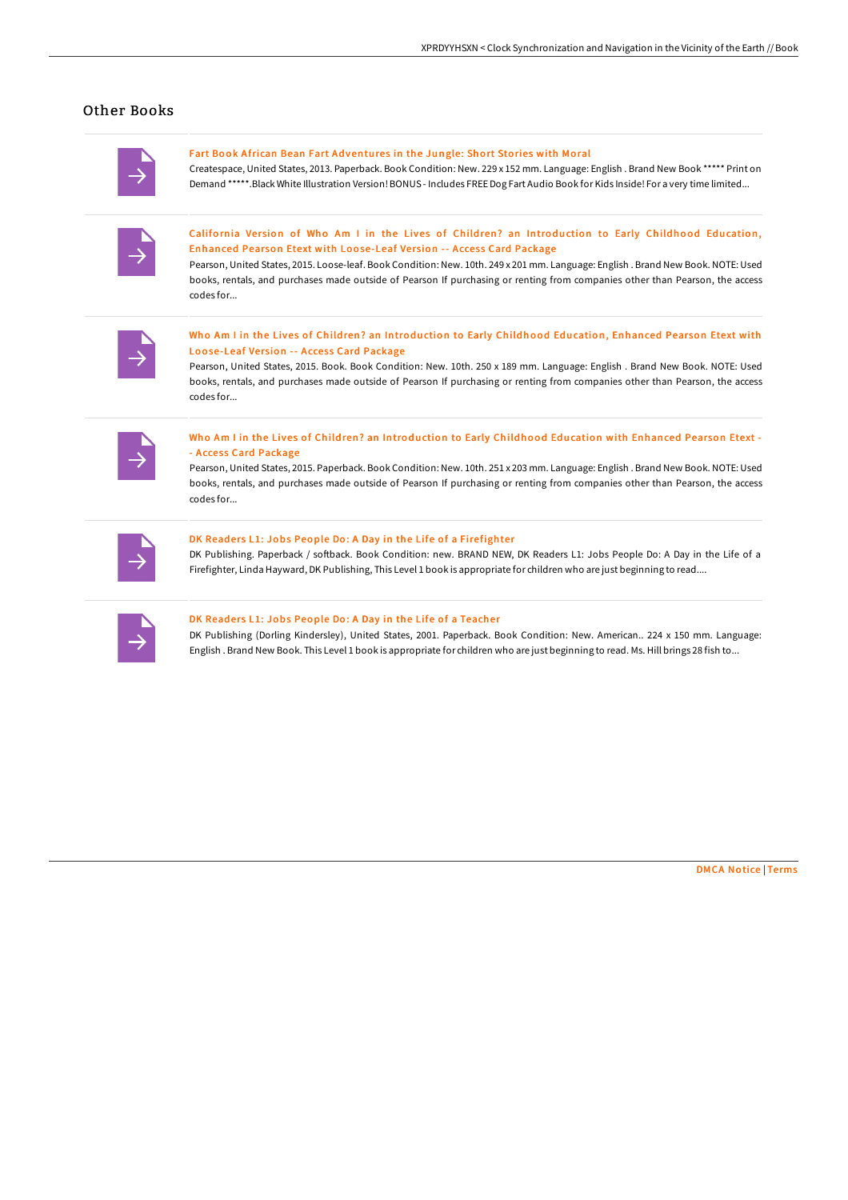## Other Books

### Fart Book African Bean Fart Adventures in the Jungle: Short Stories with Moral

Createspace, United States, 2013. Paperback. Book Condition: New. 229 x 152 mm. Language: English . Brand New Book ***** Print on Demand *****.Black White Illustration Version! BONUS - Includes FREE Dog Fart Audio Book for Kids Inside! For a very time limited...

### California Version of Who Am I in the Lives of Children? an Introduction to Early Childhood Education, Enhanced Pearson Etext with Loose-Leaf Version -- Access Card Package

Pearson, United States, 2015. Loose-leaf. Book Condition: New. 10th. 249 x 201 mm. Language: English . Brand New Book. NOTE: Used books, rentals, and purchases made outside of Pearson If purchasing or renting from companies other than Pearson, the access codes for...

### Who Am I in the Lives of Children? an Introduction to Early Childhood Education, Enhanced Pearson Etext with Loose-Leaf Version -- Access Card Package

Pearson, United States, 2015. Book. Book Condition: New. 10th. 250 x 189 mm. Language: English . Brand New Book. NOTE: Used books, rentals, and purchases made outside of Pearson If purchasing or renting from companies other than Pearson, the access codes for...

### Who Am I in the Lives of Children? an Introduction to Early Childhood Education with Enhanced Pearson Etext -- Access Card Package

Pearson, United States, 2015. Paperback. Book Condition: New. 10th. 251 x 203 mm. Language: English . Brand New Book. NOTE: Used books, rentals, and purchases made outside of Pearson If purchasing or renting from companies other than Pearson, the access codes for...

### DK Readers L1: Jobs People Do: A Day in the Life of a Firefighter

DK Publishing. Paperback / softback. Book Condition: new. BRAND NEW, DK Readers L1: Jobs People Do: A Day in the Life of a Firefighter, Linda Hayward, DK Publishing, This Level 1 book is appropriate for children who are just beginning to read....

### DK Readers L1: Jobs People Do: A Day in the Life of a Teacher

DK Publishing (Dorling Kindersley), United States, 2001. Paperback. Book Condition: New. American.. 224 x 150 mm. Language: English . Brand New Book. This Level 1 book is appropriate for children who are just beginning to read. Ms. Hill brings 28 fish to...

DMCA Notice | Terms